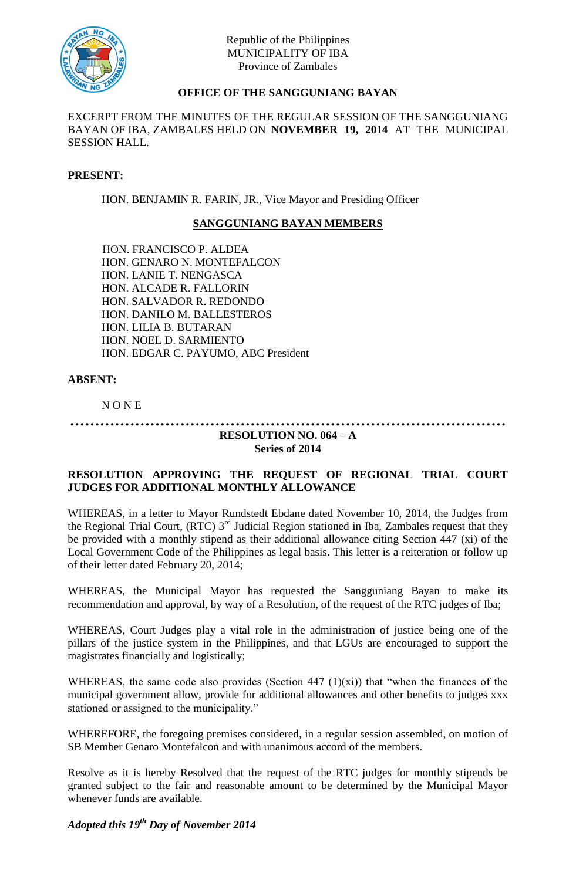Republic of the Philippines
MUNICIPALITY OF IBA
Province of Zambales

**OFFICE OF THE SANGGUNIANG BAYAN**

EXCERPT FROM THE MINUTES OF THE REGULAR SESSION OF THE SANGGUNIANG BAYAN OF IBA, ZAMBALES HELD ON **NOVEMBER 19, 2014** AT THE MUNICIPAL SESSION HALL.

**PRESENT:**

HON. BENJAMIN R. FARIN, JR., Vice Mayor and Presiding Officer

**SANGGUNIANG BAYAN MEMBERS**

HON. FRANCISCO P. ALDEA
HON. GENARO N. MONTEFALCON
HON. LANIE T. NENGASCA
HON. ALCADE R. FALLORIN
HON. SALVADOR R. REDONDO
HON. DANILO M. BALLESTEROS
HON. LILIA B. BUTARAN
HON. NOEL D. SARMIENTO
HON. EDGAR C. PAYUMO, ABC President

**ABSENT:**

N O N E

…………………………………………………………………………………

**RESOLUTION NO. 064 – A**
**Series of 2014**

**RESOLUTION APPROVING THE REQUEST OF REGIONAL TRIAL COURT JUDGES FOR ADDITIONAL MONTHLY ALLOWANCE**

WHEREAS, in a letter to Mayor Rundstedt Ebdane dated November 10, 2014, the Judges from the Regional Trial Court, (RTC) 3rd Judicial Region stationed in Iba, Zambales request that they be provided with a monthly stipend as their additional allowance citing Section 447 (xi) of the Local Government Code of the Philippines as legal basis. This letter is a reiteration or follow up of their letter dated February 20, 2014;

WHEREAS, the Municipal Mayor has requested the Sangguniang Bayan to make its recommendation and approval, by way of a Resolution, of the request of the RTC judges of Iba;

WHEREAS, Court Judges play a vital role in the administration of justice being one of the pillars of the justice system in the Philippines, and that LGUs are encouraged to support the magistrates financially and logistically;

WHEREAS, the same code also provides (Section 447 (1)(xi)) that "when the finances of the municipal government allow, provide for additional allowances and other benefits to judges xxx stationed or assigned to the municipality."

WHEREFORE, the foregoing premises considered, in a regular session assembled, on motion of SB Member Genaro Montefalcon and with unanimous accord of the members.

Resolve as it is hereby Resolved that the request of the RTC judges for monthly stipends be granted subject to the fair and reasonable amount to be determined by the Municipal Mayor whenever funds are available.

***Adopted this 19th Day of November 2014***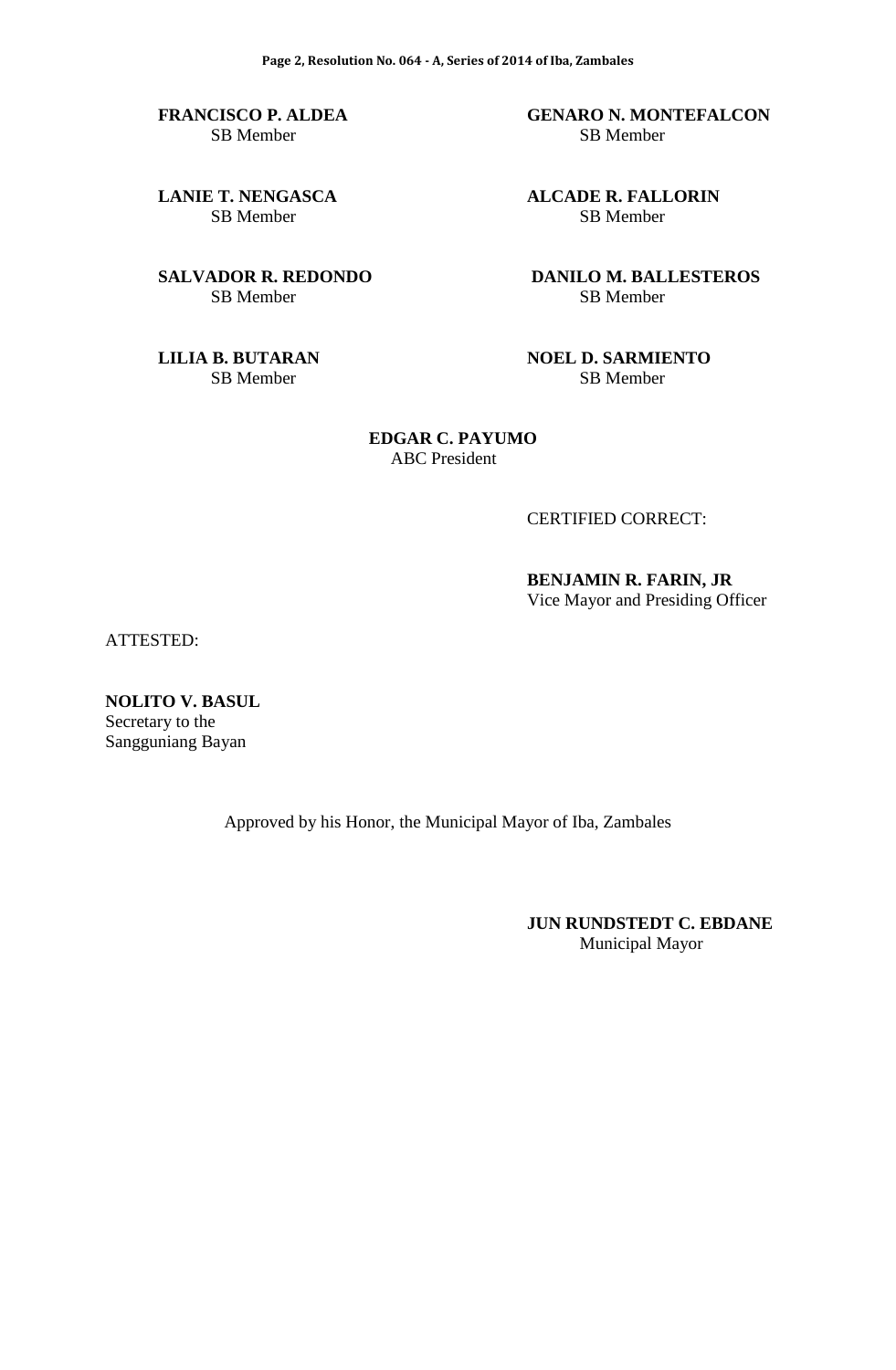**FRANCISCO P. ALDEA**
SB Member

**GENARO N. MONTEFALCON**
SB Member

**LANIE T. NENGASCA**
SB Member

**ALCADE R. FALLORIN**
SB Member

**SALVADOR R. REDONDO**
SB Member

**DANILO M. BALLESTEROS**
SB Member

**LILIA B. BUTARAN**
SB Member

**NOEL D. SARMIENTO**
SB Member

**EDGAR C. PAYUMO**
ABC President

CERTIFIED CORRECT:

**BENJAMIN R. FARIN, JR**
Vice Mayor and Presiding Officer

ATTESTED:

**NOLITO V. BASUL**
Secretary to the
Sangguniang Bayan

Approved by his Honor, the Municipal Mayor of Iba, Zambales

**JUN RUNDSTEDT C. EBDANE**
Municipal Mayor